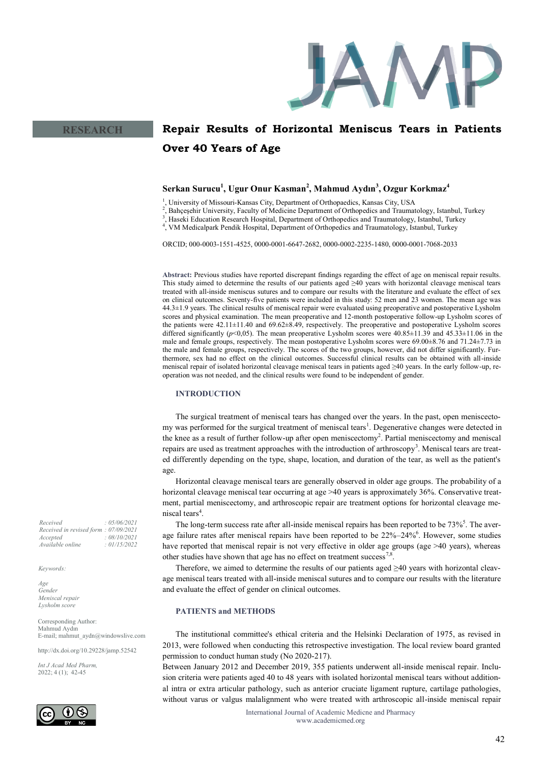RESEARCH

# Repair Results of Horizontal Meniscus Tears in Patients Over 40 Years of Age

**Serkan Surucu[1], Ugur Onur Kasman[2], Mahmud Aydın[3], Ozgur Korkmaz[4]**

[1], University of Missouri-Kansas City, Department of Orthopaedics, Kansas City, USA
[2], Bahçeşehir University, Faculty of Medicine Department of Orthopedics and Traumatology, Istanbul, Turkey
[3], Haseki Education Research Hospital, Department of Orthopedics and Traumatology, Istanbul, Turkey
[4], VM Medicalpark Pendik Hospital, Department of Orthopedics and Traumatology, Istanbul, Turkey

ORCID; 000-0003-1551-4525, 0000-0001-6647-2682, 0000-0002-2235-1480, 0000-0001-7068-2033

**Abstract:** Previous studies have reported discrepant findings regarding the effect of age on meniscal repair results. This study aimed to determine the results of our patients aged ≥40 years with horizontal cleavage meniscal tears treated with all-inside meniscus sutures and to compare our results with the literature and evaluate the effect of sex on clinical outcomes. Seventy-five patients were included in this study: 52 men and 23 women. The mean age was 44.3±1.9 years. The clinical results of meniscal repair were evaluated using preoperative and postoperative Lysholm scores and physical examination. The mean preoperative and 12-month postoperative follow-up Lysholm scores of the patients were 42.11±11.40 and 69.62±8.49, respectively. The preoperative and postoperative Lysholm scores differed significantly ($p<0,05$). The mean preoperative Lysholm scores were 40.85±11.39 and 45.33±11.06 in the male and female groups, respectively. The mean postoperative Lysholm scores were 69.00±8.76 and 71.24±7.73 in the male and female groups, respectively. The scores of the two groups, however, did not differ significantly. Furthermore, sex had no effect on the clinical outcomes. Successful clinical results can be obtained with all-inside meniscal repair of isolated horizontal cleavage meniscal tears in patients aged ≥40 years. In the early follow-up, reoperation was not needed, and the clinical results were found to be independent of gender.

*Received : 05/06/2021*
*Received in revised form : 07/09/2021*
*Accepted : 08/10/2021*
*Available online : 01/15/2022*

*Keywords:*

*Age*
*Gender*
*Meniscal repair*
*Lysholm score*

Corresponding Author:
Mahmud Aydın
E-mail; mahmut_aydn@windowslive.com

http://dx.doi.org/10.29228/jamp.52542

*Int J Acad Med Pharm,*
*2022; 4 (1); 42-45*

## INTRODUCTION

The surgical treatment of meniscal tears has changed over the years. In the past, open meniscectomy was performed for the surgical treatment of meniscal tears[1]. Degenerative changes were detected in the knee as a result of further follow-up after open meniscectomy[2]. Partial meniscectomy and meniscal repairs are used as treatment approaches with the introduction of arthroscopy[3]. Meniscal tears are treated differently depending on the type, shape, location, and duration of the tear, as well as the patient's age.

Horizontal cleavage meniscal tears are generally observed in older age groups. The probability of a horizontal cleavage meniscal tear occurring at age >40 years is approximately 36%. Conservative treatment, partial meniscectomy, and arthroscopic repair are treatment options for horizontal cleavage meniscal tears[4].

The long-term success rate after all-inside meniscal repairs has been reported to be 73%[5]. The average failure rates after meniscal repairs have been reported to be 22%–24%[6]. However, some studies have reported that meniscal repair is not very effective in older age groups (age >40 years), whereas other studies have shown that age has no effect on treatment success[7,8].

Therefore, we aimed to determine the results of our patients aged ≥40 years with horizontal cleavage meniscal tears treated with all-inside meniscal sutures and to compare our results with the literature and evaluate the effect of gender on clinical outcomes.

## PATIENTS and METHODS

The institutional committee's ethical criteria and the Helsinki Declaration of 1975, as revised in 2013, were followed when conducting this retrospective investigation. The local review board granted permission to conduct human study (No 2020-217).

Between January 2012 and December 2019, 355 patients underwent all-inside meniscal repair. Inclusion criteria were patients aged 40 to 48 years with isolated horizontal meniscal tears without additional intra or extra articular pathology, such as anterior cruciate ligament rupture, cartilage pathologies, without varus or valgus malalignment who were treated with arthroscopic all-inside meniscal repair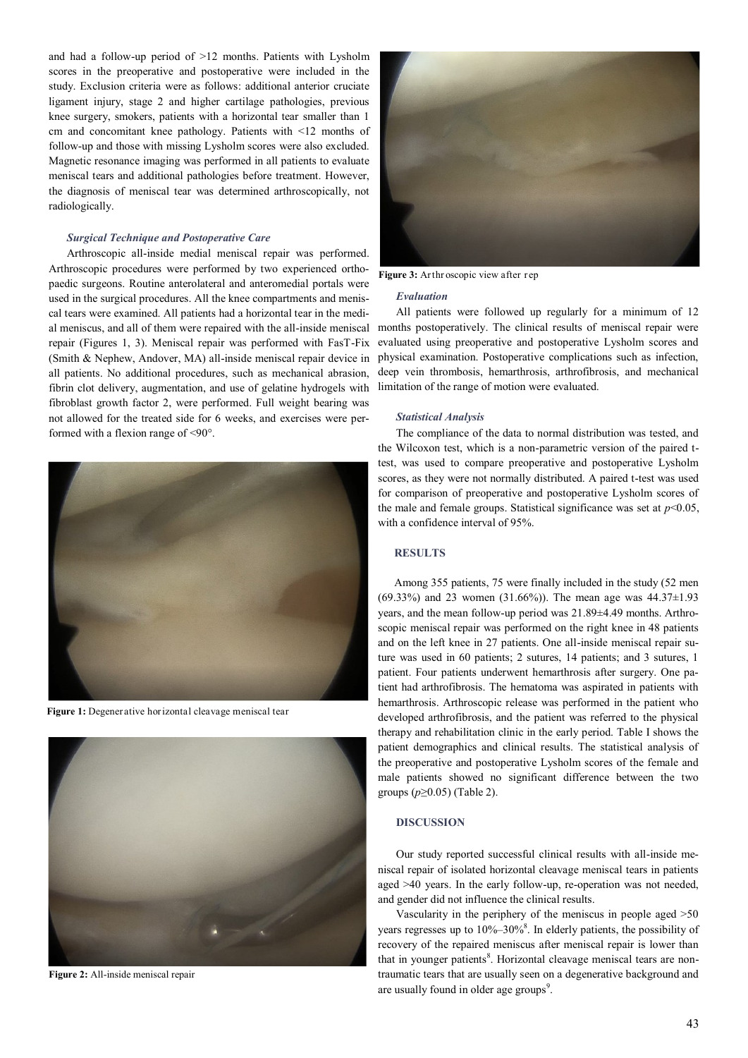and had a follow-up period of >12 months. Patients with Lysholm scores in the preoperative and postoperative were included in the study. Exclusion criteria were as follows: additional anterior cruciate ligament injury, stage 2 and higher cartilage pathologies, previous knee surgery, smokers, patients with a horizontal tear smaller than 1 cm and concomitant knee pathology. Patients with <12 months of follow-up and those with missing Lysholm scores were also excluded. Magnetic resonance imaging was performed in all patients to evaluate meniscal tears and additional pathologies before treatment. However, the diagnosis of meniscal tear was determined arthroscopically, not radiologically.

### *Surgical Technique and Postoperative Care*

Arthroscopic all-inside medial meniscal repair was performed. Arthroscopic procedures were performed by two experienced orthopaedic surgeons. Routine anterolateral and anteromedial portals were used in the surgical procedures. All the knee compartments and meniscal tears were examined. All patients had a horizontal tear in the medial meniscus, and all of them were repaired with the all-inside meniscal repair (Figures 1, 3). Meniscal repair was performed with FasT-Fix (Smith & Nephew, Andover, MA) all-inside meniscal repair device in all patients. No additional procedures, such as mechanical abrasion, fibrin clot delivery, augmentation, and use of gelatine hydrogels with fibroblast growth factor 2, were performed. Full weight bearing was not allowed for the treated side for 6 weeks, and exercises were performed with a flexion range of <90°.

**Figure 1:** Degenerative horizontal cleavage meniscal tear

**Figure 2:** All-inside meniscal repair

**Figure 3:** Arthroscopic view after rep

### *Evaluation*

All patients were followed up regularly for a minimum of 12 months postoperatively. The clinical results of meniscal repair were evaluated using preoperative and postoperative Lysholm scores and physical examination. Postoperative complications such as infection, deep vein thrombosis, hemarthrosis, arthrofibrosis, and mechanical limitation of the range of motion were evaluated.

### *Statistical Analysis*

The compliance of the data to normal distribution was tested, and the Wilcoxon test, which is a non-parametric version of the paired t-test, was used to compare preoperative and postoperative Lysholm scores, as they were not normally distributed. A paired t-test was used for comparison of preoperative and postoperative Lysholm scores of the male and female groups. Statistical significance was set at $p<0.05$, with a confidence interval of 95%.

## RESULTS

Among 355 patients, 75 were finally included in the study (52 men (69.33%) and 23 women (31.66%)). The mean age was 44.37±1.93 years, and the mean follow-up period was 21.89±4.49 months. Arthroscopic meniscal repair was performed on the right knee in 48 patients and on the left knee in 27 patients. One all-inside meniscal repair suture was used in 60 patients; 2 sutures, 14 patients; and 3 sutures, 1 patient. Four patients underwent hemarthrosis after surgery. One patient had arthrofibrosis. The hematoma was aspirated in patients with hemarthrosis. Arthroscopic release was performed in the patient who developed arthrofibrosis, and the patient was referred to the physical therapy and rehabilitation clinic in the early period. Table I shows the patient demographics and clinical results. The statistical analysis of the preoperative and postoperative Lysholm scores of the female and male patients showed no significant difference between the two groups ($p\geq0.05$) (Table 2).

## DISCUSSION

Our study reported successful clinical results with all-inside meniscal repair of isolated horizontal cleavage meniscal tears in patients aged >40 years. In the early follow-up, re-operation was not needed, and gender did not influence the clinical results.

Vascularity in the periphery of the meniscus in people aged >50 years regresses up to 10%–30%[8]. In elderly patients, the possibility of recovery of the repaired meniscus after meniscal repair is lower than that in younger patients[8]. Horizontal cleavage meniscal tears are non-traumatic tears that are usually seen on a degenerative background and are usually found in older age groups[9].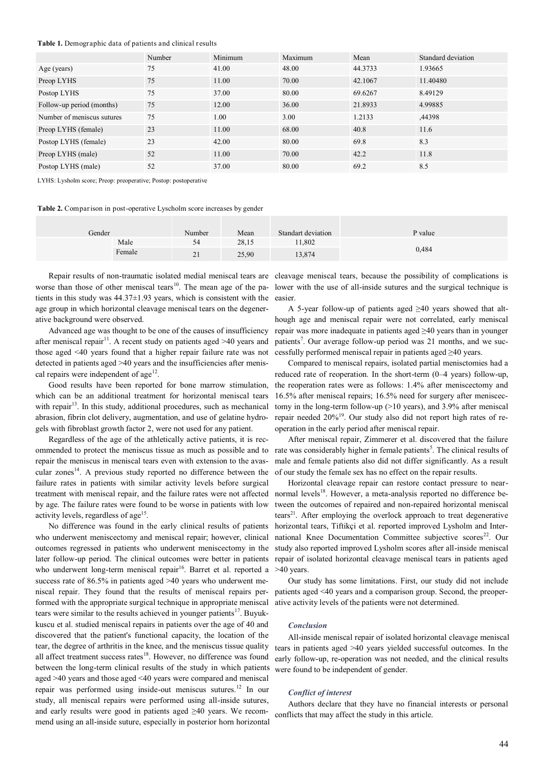**Table 1.** Demographic data of patients and clinical results

| | Number | Minimum | Maximum | Mean | Standard deviation |
|---|---|---|---|---|---|
| Age (years) | 75 | 41.00 | 48.00 | 44.3733 | 1.93665 |
| Preop LYHS | 75 | 11.00 | 70.00 | 42.1067 | 11.40480 |
| Postop LYHS | 75 | 37.00 | 80.00 | 69.6267 | 8.49129 |
| Follow-up period (months) | 75 | 12.00 | 36.00 | 21.8933 | 4.99885 |
| Number of meniscus sutures | 75 | 1.00 | 3.00 | 1.2133 | ,44398 |
| Preop LYHS (female) | 23 | 11.00 | 68.00 | 40.8 | 11.6 |
| Postop LYHS (female) | 23 | 42.00 | 80.00 | 69.8 | 8.3 |
| Preop LYHS (male) | 52 | 11.00 | 70.00 | 42.2 | 11.8 |
| Postop LYHS (male) | 52 | 37.00 | 80.00 | 69.2 | 8.5 |

LYHS: Lysholm score; Preop: preoperative; Postop: postoperative

**Table 2.** Comparison in post-operative Lyscholm score increases by gender

| Gender | | Number | Mean | Standart deviation | P value |
|---|---|---|---|---|---|
| | Male | 54 | 28,15 | 11,802 | 0,484 |
| | Female | 21 | 25,90 | 13,874 | |

Repair results of non-traumatic isolated medial meniscal tears are worse than those of other meniscal tears[10]. The mean age of the patients in this study was 44.37±1.93 years, which is consistent with the age group in which horizontal cleavage meniscal tears on the degenerative background were observed.

Advanced age was thought to be one of the causes of insufficiency after meniscal repair[11]. A recent study on patients aged >40 years and those aged <40 years found that a higher repair failure rate was not detected in patients aged >40 years and the insufficiencies after meniscal repairs were independent of age[12].

Good results have been reported for bone marrow stimulation, which can be an additional treatment for horizontal meniscal tears with repair[13]. In this study, additional procedures, such as mechanical abrasion, fibrin clot delivery, augmentation, and use of gelatine hydrogels with fibroblast growth factor 2, were not used for any patient.

Regardless of the age of the athletically active patients, it is recommended to protect the meniscus tissue as much as possible and to repair the meniscus in meniscal tears even with extension to the avascular zones[14]. A previous study reported no difference between the failure rates in patients with similar activity levels before surgical treatment with meniscal repair, and the failure rates were not affected by age. The failure rates were found to be worse in patients with low activity levels, regardless of age[15].

No difference was found in the early clinical results of patients who underwent meniscectomy and meniscal repair; however, clinical outcomes regressed in patients who underwent meniscectomy in the later follow-up period. The clinical outcomes were better in patients who underwent long-term meniscal repair[16]. Barret et al. reported a success rate of 86.5% in patients aged >40 years who underwent meniscal repair. They found that the results of meniscal repairs performed with the appropriate surgical technique in appropriate meniscal tears were similar to the results achieved in younger patients[17]. Buyukkuscu et al. studied meniscal repairs in patients over the age of 40 and discovered that the patient's functional capacity, the location of the tear, the degree of arthritis in the knee, and the meniscus tissue quality all affect treatment success rates[18]. However, no difference was found between the long-term clinical results of the study in which patients aged >40 years and those aged <40 years were compared and meniscal repair was performed using inside-out meniscus sutures.[12] In our study, all meniscal repairs were performed using all-inside sutures, and early results were good in patients aged ≥40 years. We recommend using an all-inside suture, especially in posterior horn horizontal cleavage meniscal tears, because the possibility of complications is lower with the use of all-inside sutures and the surgical technique is easier.

A 5-year follow-up of patients aged ≥40 years showed that although age and meniscal repair were not correlated, early meniscal repair was more inadequate in patients aged ≥40 years than in younger patients[7]. Our average follow-up period was 21 months, and we successfully performed meniscal repair in patients aged ≥40 years.

Compared to meniscal repairs, isolated partial meniscectomies had a reduced rate of reoperation. In the short-term (0–4 years) follow-up, the reoperation rates were as follows: 1.4% after meniscectomy and 16.5% after meniscal repairs; 16.5% need for surgery after meniscectomy in the long-term follow-up (>10 years), and 3.9% after meniscal repair needed 20%[19]. Our study also did not report high rates of reoperation in the early period after meniscal repair.

After meniscal repair, Zimmerer et al. discovered that the failure rate was considerably higher in female patients[5]. The clinical results of male and female patients also did not differ significantly. As a result of our study the female sex has no effect on the repair results.

Horizontal cleavage repair can restore contact pressure to near-normal levels[18]. However, a meta-analysis reported no difference between the outcomes of repaired and non-repaired horizontal meniscal tears[21]. After employing the overlock approach to treat degenerative horizontal tears, Tiftikçi et al. reported improved Lysholm and International Knee Documentation Committee subjective scores[22]. Our study also reported improved Lysholm scores after all-inside meniscal repair of isolated horizontal cleavage meniscal tears in patients aged >40 years.

Our study has some limitations. First, our study did not include patients aged <40 years and a comparison group. Second, the preoperative activity levels of the patients were not determined.

### *Conclusion*

All-inside meniscal repair of isolated horizontal cleavage meniscal tears in patients aged >40 years yielded successful outcomes. In the early follow-up, re-operation was not needed, and the clinical results were found to be independent of gender.

### *Conflict of interest*

Authors declare that they have no financial interests or personal conflicts that may affect the study in this article.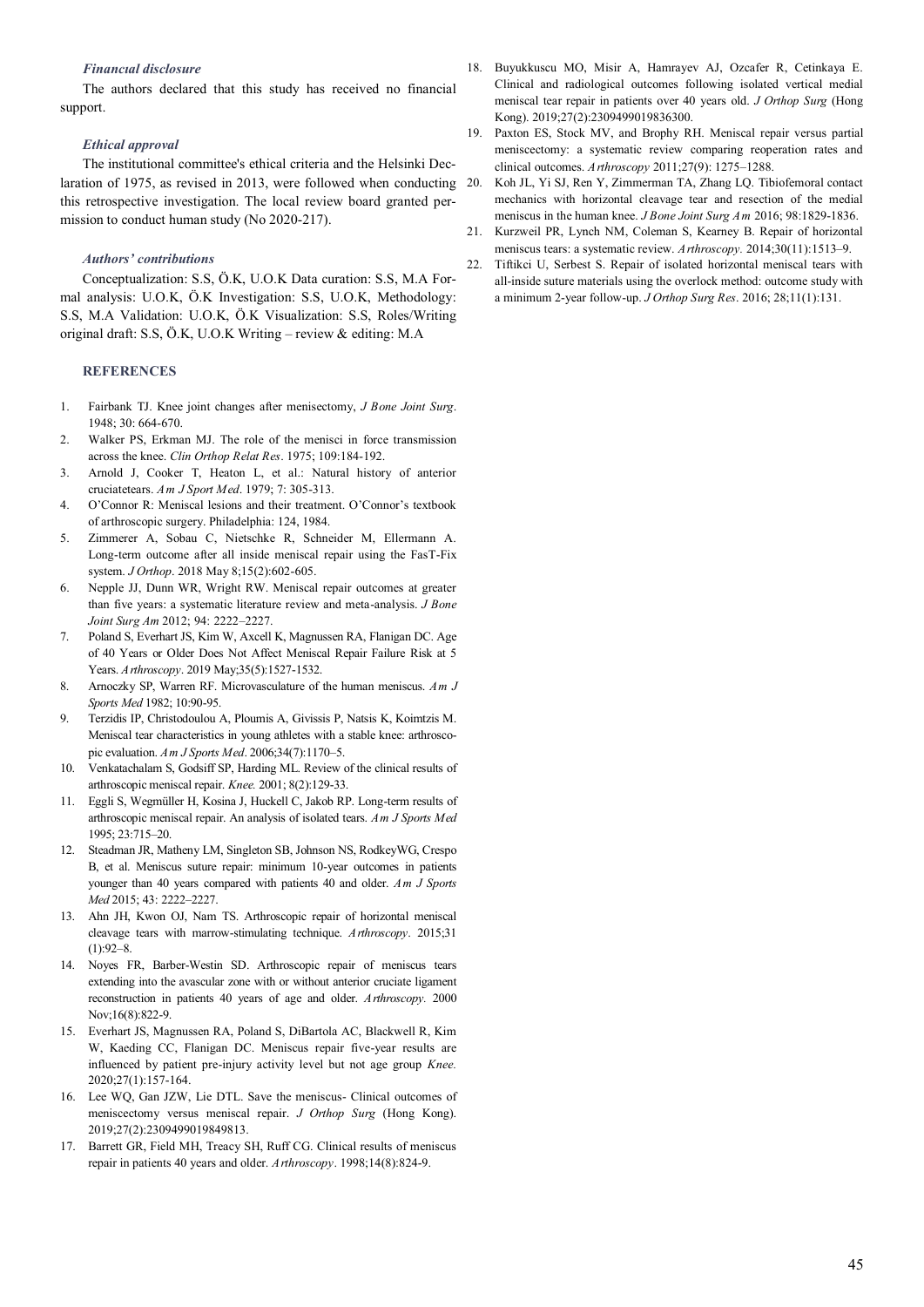### *Financıal disclosure*

The authors declared that this study has received no financial support.

### *Ethical approval*

The institutional committee's ethical criteria and the Helsinki Declaration of 1975, as revised in 2013, were followed when conducting this retrospective investigation. The local review board granted permission to conduct human study (No 2020-217).

### *Authors' contributions*

Conceptualization: S.S, Ö.K, U.O.K Data curation: S.S, M.A Formal analysis: U.O.K, Ö.K Investigation: S.S, U.O.K, Methodology: S.S, M.A Validation: U.O.K, Ö.K Visualization: S.S, Roles/Writing original draft: S.S, Ö.K, U.O.K Writing – review & editing: M.A

## REFERENCES

1. Fairbank TJ. Knee joint changes after menisectomy, *J Bone Joint Surg*. 1948; 30: 664-670.
2. Walker PS, Erkman MJ. The role of the menisci in force transmission across the knee. *Clin Orthop Relat Res*. 1975; 109:184-192.
3. Arnold J, Cooker T, Heaton L, et al.: Natural history of anterior cruciatetears. *Am J Sport Med*. 1979; 7: 305-313.
4. O'Connor R: Meniscal lesions and their treatment. O'Connor's textbook of arthroscopic surgery. Philadelphia: 124, 1984.
5. Zimmerer A, Sobau C, Nietschke R, Schneider M, Ellermann A. Long-term outcome after all inside meniscal repair using the FasT-Fix system. *J Orthop*. 2018 May 8;15(2):602-605.
6. Nepple JJ, Dunn WR, Wright RW. Meniscal repair outcomes at greater than five years: a systematic literature review and meta-analysis. *J Bone Joint Surg Am* 2012; 94: 2222–2227.
7. Poland S, Everhart JS, Kim W, Axcell K, Magnussen RA, Flanigan DC. Age of 40 Years or Older Does Not Affect Meniscal Repair Failure Risk at 5 Years. *Arthroscopy*. 2019 May;35(5):1527-1532.
8. Arnoczky SP, Warren RF. Microvasculature of the human meniscus. *Am J Sports Med* 1982; 10:90-95.
9. Terzidis IP, Christodoulou A, Ploumis A, Givissis P, Natsis K, Koimtzis M. Meniscal tear characteristics in young athletes with a stable knee: arthroscopic evaluation. *Am J Sports Med*. 2006;34(7):1170–5.
10. Venkatachalam S, Godsiff SP, Harding ML. Review of the clinical results of arthroscopic meniscal repair. *Knee.* 2001; 8(2):129-33.
11. Eggli S, Wegmüller H, Kosina J, Huckell C, Jakob RP. Long-term results of arthroscopic meniscal repair. An analysis of isolated tears. *Am J Sports Med* 1995; 23:715–20.
12. Steadman JR, Matheny LM, Singleton SB, Johnson NS, RodkeyWG, Crespo B, et al. Meniscus suture repair: minimum 10-year outcomes in patients younger than 40 years compared with patients 40 and older. *Am J Sports Med* 2015; 43: 2222–2227.
13. Ahn JH, Kwon OJ, Nam TS. Arthroscopic repair of horizontal meniscal cleavage tears with marrow-stimulating technique. *Arthroscopy*. 2015;31 (1):92–8.
14. Noyes FR, Barber-Westin SD. Arthroscopic repair of meniscus tears extending into the avascular zone with or without anterior cruciate ligament reconstruction in patients 40 years of age and older. *Arthroscopy.* 2000 Nov;16(8):822-9.
15. Everhart JS, Magnussen RA, Poland S, DiBartola AC, Blackwell R, Kim W, Kaeding CC, Flanigan DC. Meniscus repair five-year results are influenced by patient pre-injury activity level but not age group *Knee.* 2020;27(1):157-164.
16. Lee WQ, Gan JZW, Lie DTL. Save the meniscus- Clinical outcomes of meniscectomy versus meniscal repair. *J Orthop Surg* (Hong Kong). 2019;27(2):2309499019849813.
17. Barrett GR, Field MH, Treacy SH, Ruff CG. Clinical results of meniscus repair in patients 40 years and older. *Arthroscopy*. 1998;14(8):824-9.
18. Buyukkuscu MO, Misir A, Hamrayev AJ, Ozcafer R, Cetinkaya E. Clinical and radiological outcomes following isolated vertical medial meniscal tear repair in patients over 40 years old. *J Orthop Surg* (Hong Kong). 2019;27(2):2309499019836300.
19. Paxton ES, Stock MV, and Brophy RH. Meniscal repair versus partial meniscectomy: a systematic review comparing reoperation rates and clinical outcomes. *Arthroscopy* 2011;27(9): 1275–1288.
20. Koh JL, Yi SJ, Ren Y, Zimmerman TA, Zhang LQ. Tibiofemoral contact mechanics with horizontal cleavage tear and resection of the medial meniscus in the human knee. *J Bone Joint Surg Am* 2016; 98:1829-1836.
21. Kurzweil PR, Lynch NM, Coleman S, Kearney B. Repair of horizontal meniscus tears: a systematic review. *Arthroscopy.* 2014;30(11):1513–9.
22. Tiftikci U, Serbest S. Repair of isolated horizontal meniscal tears with all-inside suture materials using the overlock method: outcome study with a minimum 2-year follow-up. *J Orthop Surg Res*. 2016; 28;11(1):131.